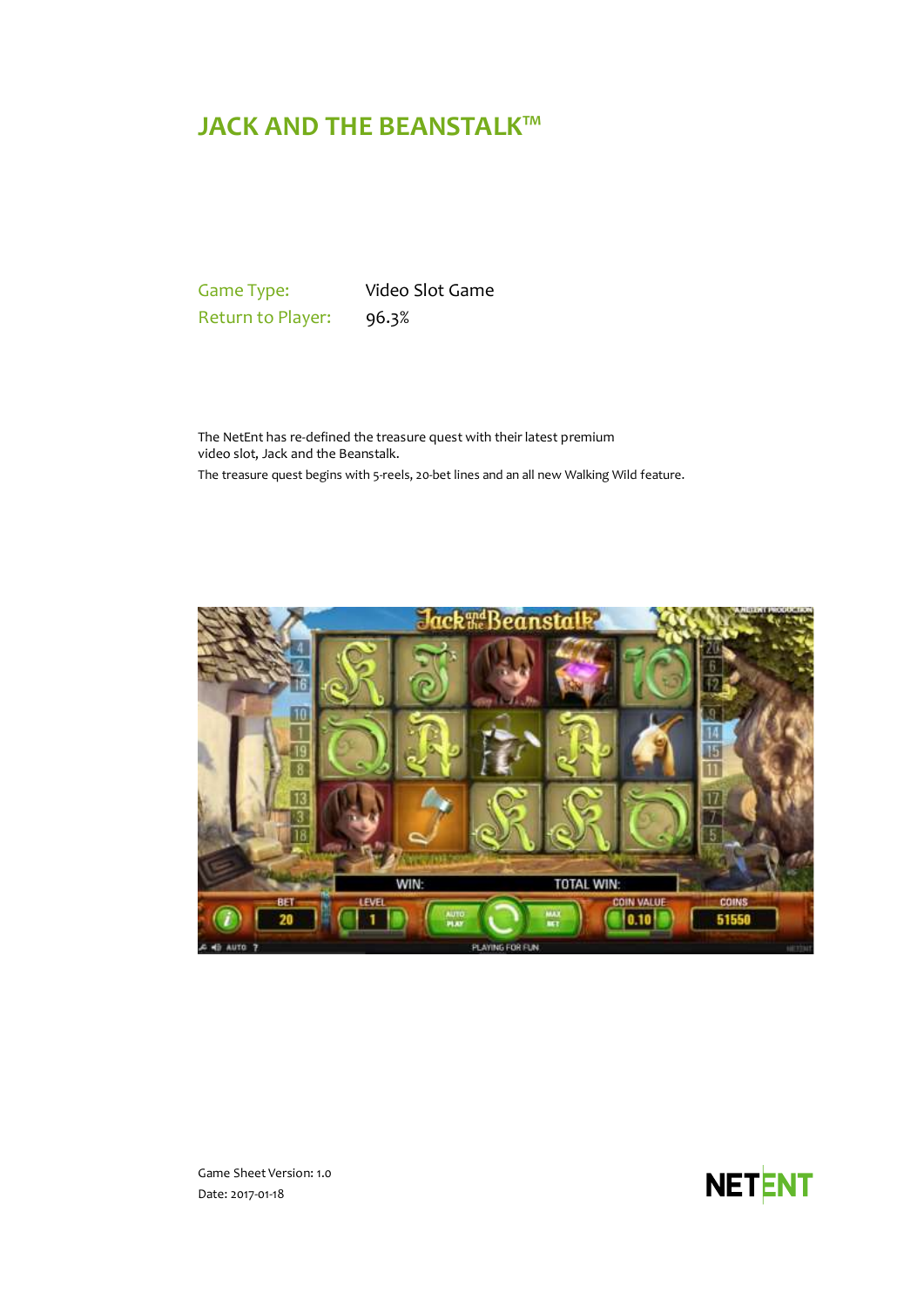# JACK AND THE BEANSTALK™

| Game Type: | Video Slot Game |
| --- | --- |
| Return to Player: | 96.3% |

The NetEnt has re-defined the treasure quest with their latest premium video slot, Jack and the Beanstalk.

The treasure quest begins with 5-reels, 20-bet lines and an all new Walking Wild feature.

Game Sheet Version: 1.0
Date: 2017-01-18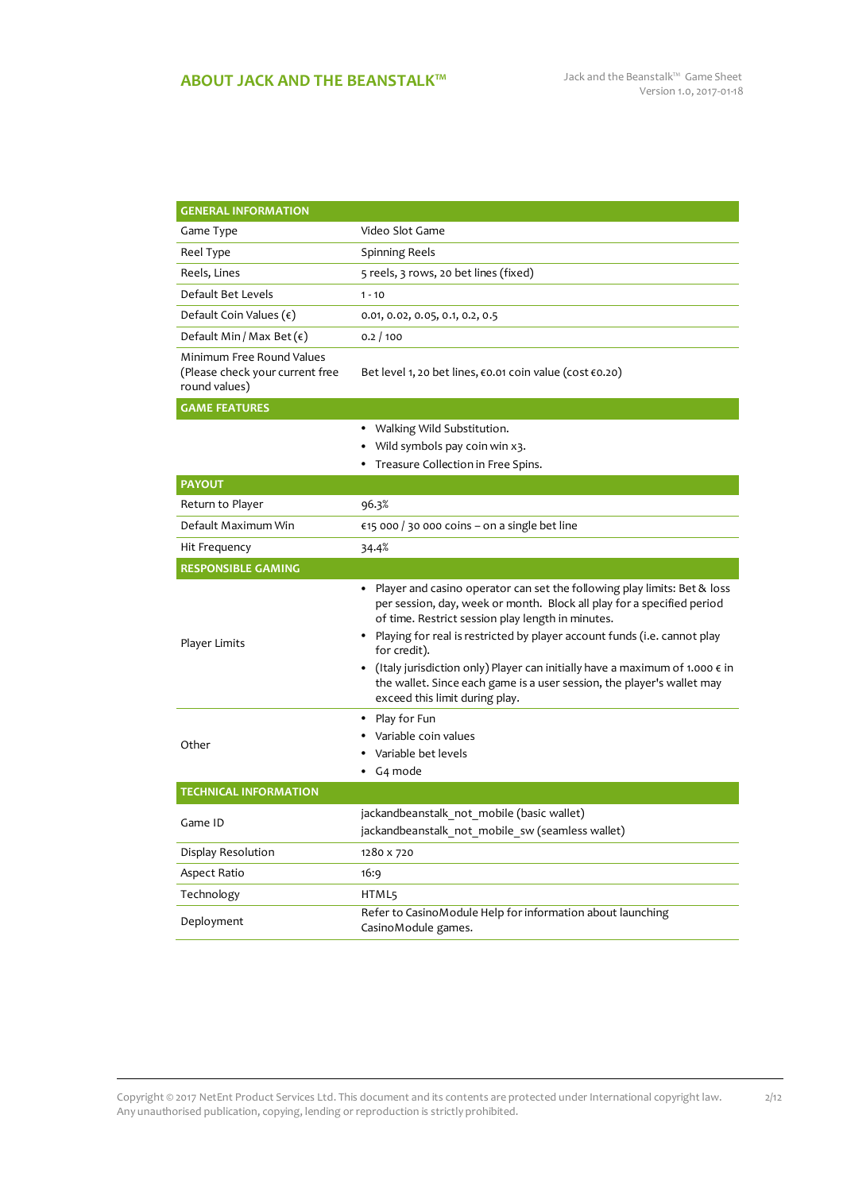## ABOUT JACK AND THE BEANSTALK™

| GENERAL INFORMATION | |
|---|---|
| Game Type | Video Slot Game |
| Reel Type | Spinning Reels |
| Reels, Lines | 5 reels, 3 rows, 20 bet lines (fixed) |
| Default Bet Levels | 1 - 10 |
| Default Coin Values (€) | 0.01, 0.02, 0.05, 0.1, 0.2, 0.5 |
| Default Min / Max Bet (€) | 0.2 / 100 |
| Minimum Free Round Values (Please check your current free round values) | Bet level 1, 20 bet lines, €0.01 coin value (cost €0.20) |
| **GAME FEATURES** | |
| | • Walking Wild Substitution.<br>• Wild symbols pay coin win x3.<br>• Treasure Collection in Free Spins. |
| **PAYOUT** | |
| Return to Player | 96.3% |
| Default Maximum Win | €15 000 / 30 000 coins – on a single bet line |
| Hit Frequency | 34.4% |
| **RESPONSIBLE GAMING** | |
| Player Limits | • Player and casino operator can set the following play limits: Bet & loss per session, day, week or month. Block all play for a specified period of time. Restrict session play length in minutes.<br>• Playing for real is restricted by player account funds (i.e. cannot play for credit).<br>• (Italy jurisdiction only) Player can initially have a maximum of 1.000 € in the wallet. Since each game is a user session, the player's wallet may exceed this limit during play. |
| Other | • Play for Fun<br>• Variable coin values<br>• Variable bet levels<br>• G4 mode |
| **TECHNICAL INFORMATION** | |
| Game ID | jackandbeanstalk_not_mobile (basic wallet)<br>jackandbeanstalk_not_mobile_sw (seamless wallet) |
| Display Resolution | 1280 x 720 |
| Aspect Ratio | 16:9 |
| Technology | HTML5 |
| Deployment | Refer to CasinoModule Help for information about launching CasinoModule games. |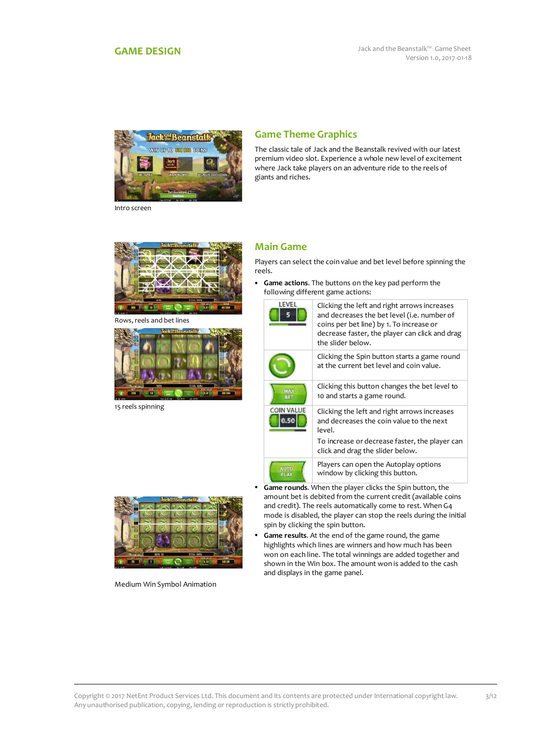# GAME DESIGN

Intro screen

## Game Theme Graphics

The classic tale of Jack and the Beanstalk revived with our latest premium video slot. Experience a whole new level of excitement where Jack take players on an adventure ride to the reels of giants and riches.

Rows, reels and bet lines

15 reels spinning

Medium Win Symbol Animation

## Main Game

Players can select the coin value and bet level before spinning the reels.

- **Game actions**. The buttons on the key pad perform the following different game actions:

| | |
|---|---|
| LEVEL 5 | Clicking the left and right arrows increases and decreases the bet level (i.e. number of coins per bet line) by 1. To increase or decrease faster, the player can click and drag the slider below. |
| | Clicking the Spin button starts a game round at the current bet level and coin value. |
| MAX BET | Clicking this button changes the bet level to 10 and starts a game round. |
| COIN VALUE 0.50 | Clicking the left and right arrows increases and decreases the coin value to the next level.<br>To increase or decrease faster, the player can click and drag the slider below. |
| AUTO PLAY | Players can open the Autoplay options window by clicking this button. |

- **Game rounds**. When the player clicks the Spin button, the amount bet is debited from the current credit (available coins and credit). The reels automatically come to rest. When G4 mode is disabled, the player can stop the reels during the initial spin by clicking the spin button.
- **Game results**. At the end of the game round, the game highlights which lines are winners and how much has been won on each line. The total winnings are added together and shown in the Win box. The amount won is added to the cash and displays in the game panel.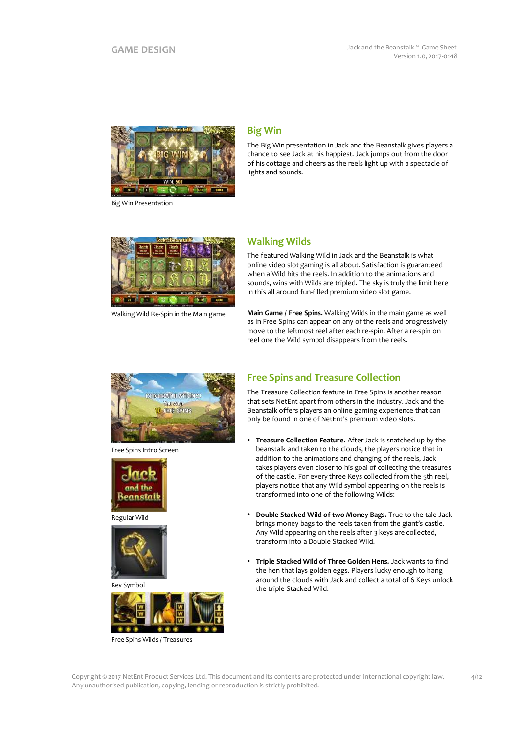## Big Win

The Big Win presentation in Jack and the Beanstalk gives players a chance to see Jack at his happiest. Jack jumps out from the door of his cottage and cheers as the reels light up with a spectacle of lights and sounds.

Big Win Presentation

## Walking Wilds

The featured Walking Wild in Jack and the Beanstalk is what online video slot gaming is all about. Satisfaction is guaranteed when a Wild hits the reels. In addition to the animations and sounds, wins with Wilds are tripled. The sky is truly the limit here in this all around fun-filled premium video slot game.

**Main Game / Free Spins.** Walking Wilds in the main game as well as in Free Spins can appear on any of the reels and progressively move to the leftmost reel after each re-spin. After a re-spin on reel one the Wild symbol disappears from the reels.

Walking Wild Re-Spin in the Main game

## Free Spins and Treasure Collection

The Treasure Collection feature in Free Spins is another reason that sets NetEnt apart from others in the industry. Jack and the Beanstalk offers players an online gaming experience that can only be found in one of NetEnt's premium video slots.

- **Treasure Collection Feature.** After Jack is snatched up by the beanstalk and taken to the clouds, the players notice that in addition to the animations and changing of the reels, Jack takes players even closer to his goal of collecting the treasures of the castle. For every three Keys collected from the 5th reel, players notice that any Wild symbol appearing on the reels is transformed into one of the following Wilds:

- **Double Stacked Wild of two Money Bags.** True to the tale Jack brings money bags to the reels taken from the giant's castle. Any Wild appearing on the reels after 3 keys are collected, transform into a Double Stacked Wild.

- **Triple Stacked Wild of Three Golden Hens.** Jack wants to find the hen that lays golden eggs. Players lucky enough to hang around the clouds with Jack and collect a total of 6 Keys unlock the triple Stacked Wild.

Free Spins Intro Screen

Regular Wild

Key Symbol

Free Spins Wilds / Treasures

Copyright © 2017 NetEnt Product Services Ltd. This document and its contents are protected under International copyright law. Any unauthorised publication, copying, lending or reproduction is strictly prohibited.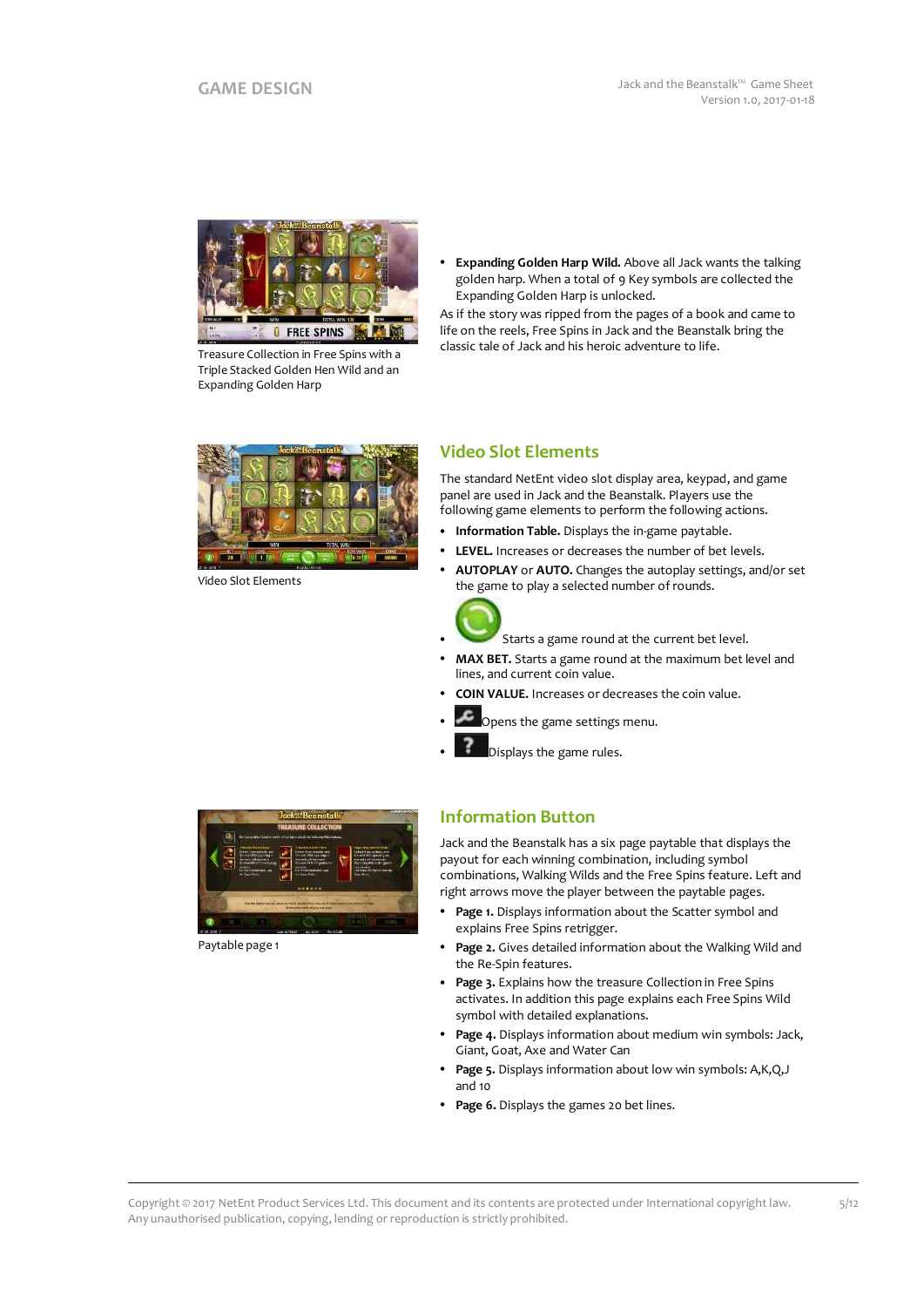Treasure Collection in Free Spins with a Triple Stacked Golden Hen Wild and an Expanding Golden Harp

- **Expanding Golden Harp Wild.** Above all Jack wants the talking golden harp. When a total of 9 Key symbols are collected the Expanding Golden Harp is unlocked.

As if the story was ripped from the pages of a book and came to life on the reels, Free Spins in Jack and the Beanstalk bring the classic tale of Jack and his heroic adventure to life.

Video Slot Elements

## Video Slot Elements

The standard NetEnt video slot display area, keypad, and game panel are used in Jack and the Beanstalk. Players use the following game elements to perform the following actions.

- **Information Table.** Displays the in-game paytable.
- **LEVEL.** Increases or decreases the number of bet levels.
- **AUTOPLAY** or **AUTO.** Changes the autoplay settings, and/or set the game to play a selected number of rounds.
- Starts a game round at the current bet level.
- **MAX BET.** Starts a game round at the maximum bet level and lines, and current coin value.
- **COIN VALUE.** Increases or decreases the coin value.
- Opens the game settings menu.
- Displays the game rules.

Paytable page 1

## Information Button

Jack and the Beanstalk has a six page paytable that displays the payout for each winning combination, including symbol combinations, Walking Wilds and the Free Spins feature. Left and right arrows move the player between the paytable pages.

- **Page 1.** Displays information about the Scatter symbol and explains Free Spins retrigger.
- **Page 2.** Gives detailed information about the Walking Wild and the Re-Spin features.
- **Page 3.** Explains how the treasure Collection in Free Spins activates. In addition this page explains each Free Spins Wild symbol with detailed explanations.
- **Page 4.** Displays information about medium win symbols: Jack, Giant, Goat, Axe and Water Can
- **Page 5.** Displays information about low win symbols: A,K,Q,J and 10
- **Page 6.** Displays the games 20 bet lines.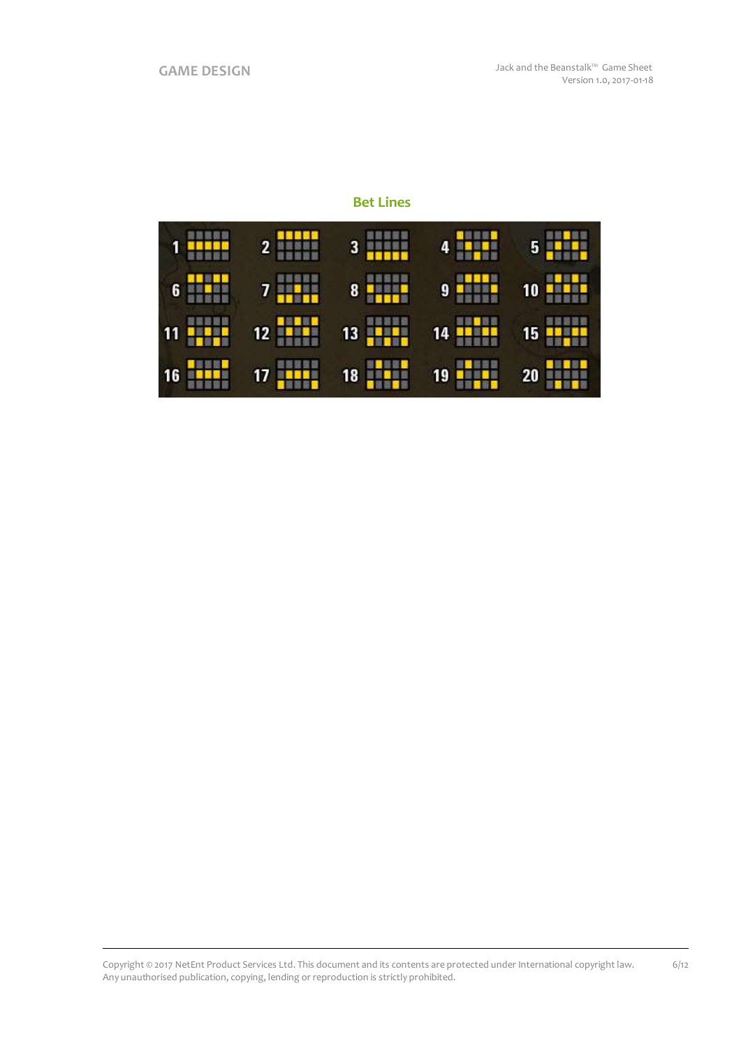## Bet Lines

1 2 3 4 5

6 7 8 9 10

11 12 13 14 15

16 17 18 19 20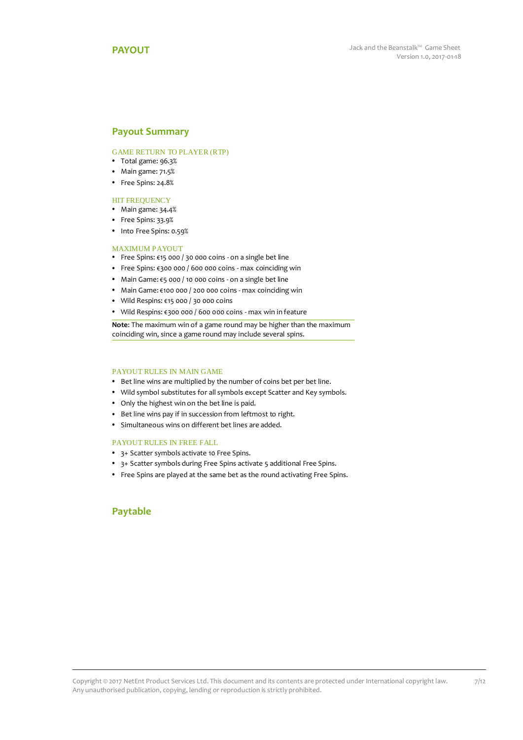# PAYOUT

## Payout Summary

### GAME RETURN TO PLAYER (RTP)

- Total game: 96.3%
- Main game: 71.5%
- Free Spins: 24.8%

### HIT FREQUENCY

- Main game: 34.4%
- Free Spins: 33.9%
- Into Free Spins: 0.59%

### MAXIMUM PAYOUT

- Free Spins: €15 000 / 30 000 coins - on a single bet line
- Free Spins: €300 000 / 600 000 coins - max coinciding win
- Main Game: €5 000 / 10 000 coins - on a single bet line
- Main Game: €100 000 / 200 000 coins - max coinciding win
- Wild Respins: €15 000 / 30 000 coins
- Wild Respins: €300 000 / 600 000 coins - max win in feature

**Note**: The maximum win of a game round may be higher than the maximum coinciding win, since a game round may include several spins.

### PAYOUT RULES IN MAIN GAME

- Bet line wins are multiplied by the number of coins bet per bet line.
- Wild symbol substitutes for all symbols except Scatter and Key symbols.
- Only the highest win on the bet line is paid.
- Bet line wins pay if in succession from leftmost to right.
- Simultaneous wins on different bet lines are added.

### PAYOUT RULES IN FREE FALL

- 3+ Scatter symbols activate 10 Free Spins.
- 3+ Scatter symbols during Free Spins activate 5 additional Free Spins.
- Free Spins are played at the same bet as the round activating Free Spins.

## Paytable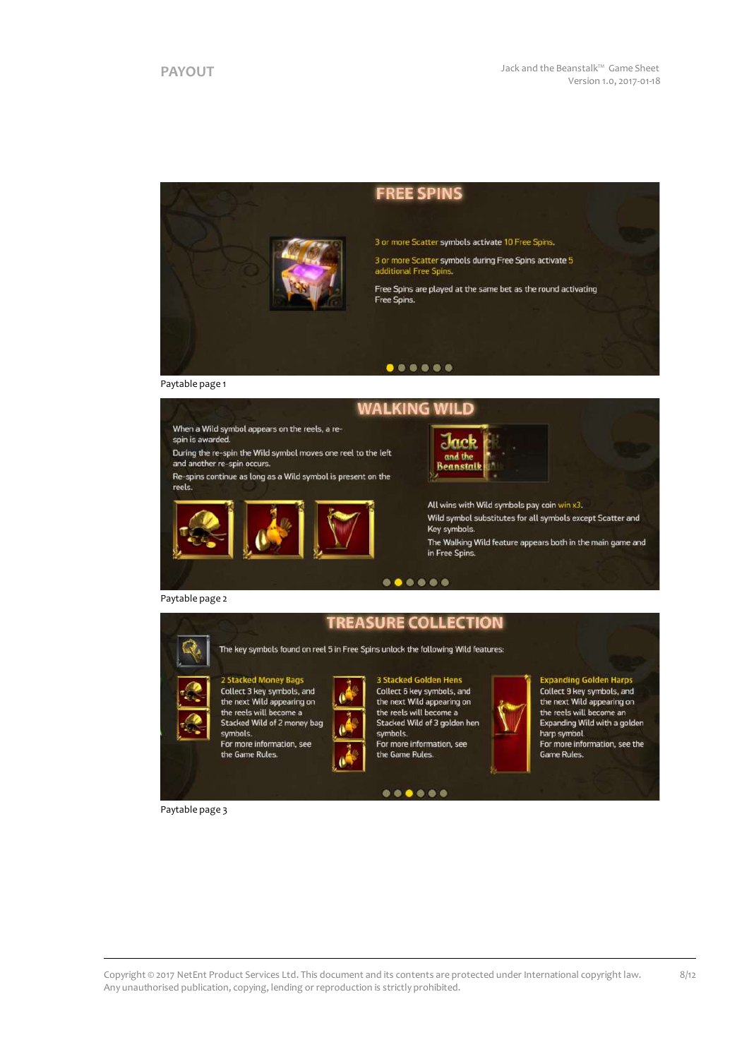## PAYOUT

### FREE SPINS

3 or more Scatter symbols activate 10 Free Spins.

3 or more Scatter symbols during Free Spins activate 5 additional Free Spins.

Free Spins are played at the same bet as the round activating Free Spins.

Paytable page 1

### WALKING WILD

When a Wild symbol appears on the reels, a re-spin is awarded.

During the re-spin the Wild symbol moves one reel to the left and another re-spin occurs.

Re-spins continue as long as a Wild symbol is present on the reels.

All wins with Wild symbols pay coin win x3.

Wild symbol substitutes for all symbols except Scatter and Key symbols.

The Walking Wild feature appears both in the main game and in Free Spins.

Paytable page 2

### TREASURE COLLECTION

The key symbols found on reel 5 in Free Spins unlock the following Wild features:

**2 Stacked Money Bags**
Collect 3 key symbols, and the next Wild appearing on the reels will become a Stacked Wild of 2 money bag symbols.
For more information, see the Game Rules.

**3 Stacked Golden Hens**
Collect 6 key symbols, and the next Wild appearing on the reels will become a Stacked Wild of 3 golden hen symbols.
For more information, see the Game Rules.

**Expanding Golden Harps**
Collect 9 key symbols, and the next Wild appearing on the reels will become an Expanding Wild with a golden harp symbol.
For more information, see the Game Rules.

Paytable page 3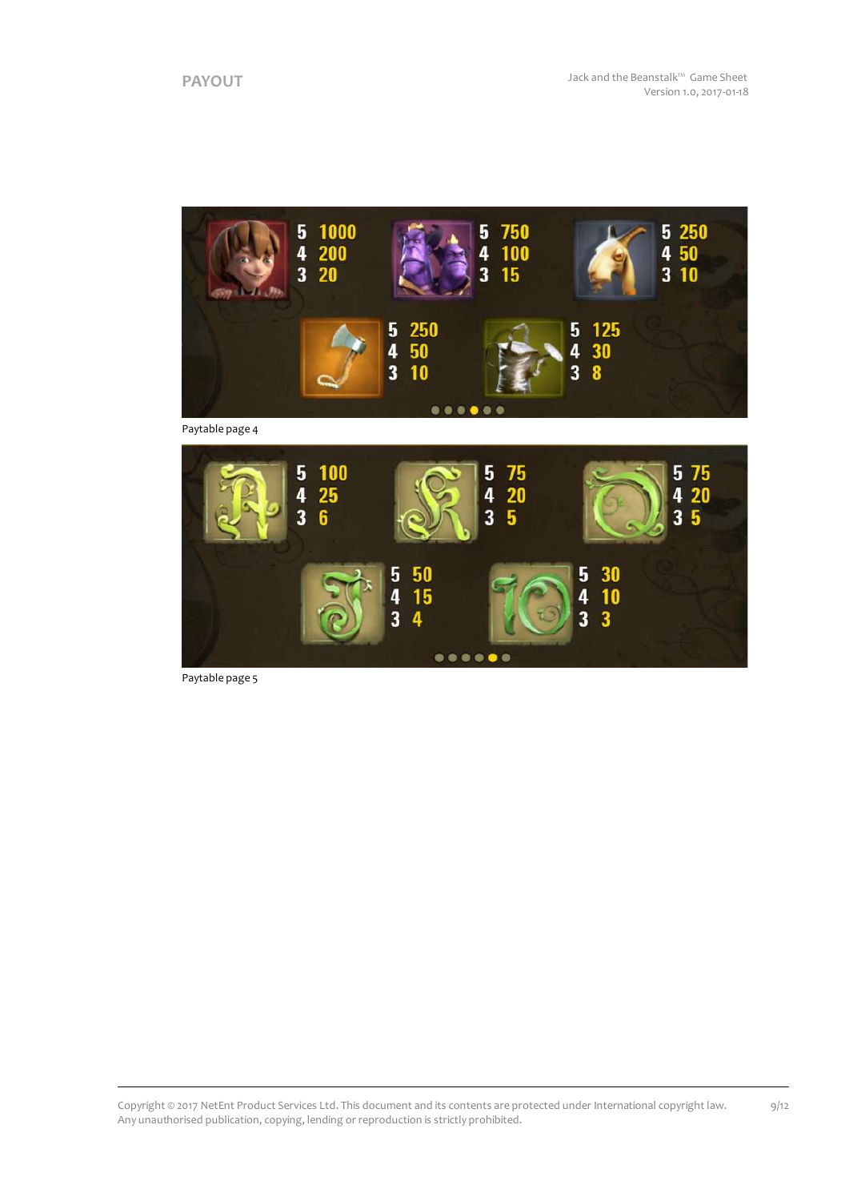# PAYOUT

Paytable page 4

Paytable page 5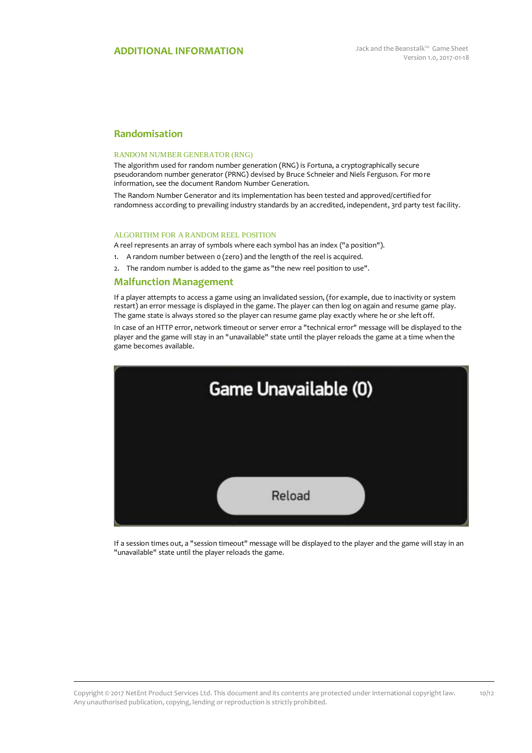# ADDITIONAL INFORMATION

## Randomisation

### RANDOM NUMBER GENERATOR (RNG)

The algorithm used for random number generation (RNG) is Fortuna, a cryptographically secure pseudorandom number generator (PRNG) devised by Bruce Schneier and Niels Ferguson. For more information, see the document Random Number Generation.

The Random Number Generator and its implementation has been tested and approved/certified for randomness according to prevailing industry standards by an accredited, independent, 3rd party test facility.

### ALGORITHM FOR A RANDOM REEL POSITION

A reel represents an array of symbols where each symbol has an index ("a position").

1. A random number between 0 (zero) and the length of the reel is acquired.
2. The random number is added to the game as "the new reel position to use".

## Malfunction Management

If a player attempts to access a game using an invalidated session, (for example, due to inactivity or system restart) an error message is displayed in the game. The player can then log on again and resume game play. The game state is always stored so the player can resume game play exactly where he or she left off.

In case of an HTTP error, network timeout or server error a "technical error" message will be displayed to the player and the game will stay in an "unavailable" state until the player reloads the game at a time when the game becomes available.

Game Unavailable (0)

Reload

If a session times out, a "session timeout" message will be displayed to the player and the game will stay in an "unavailable" state until the player reloads the game.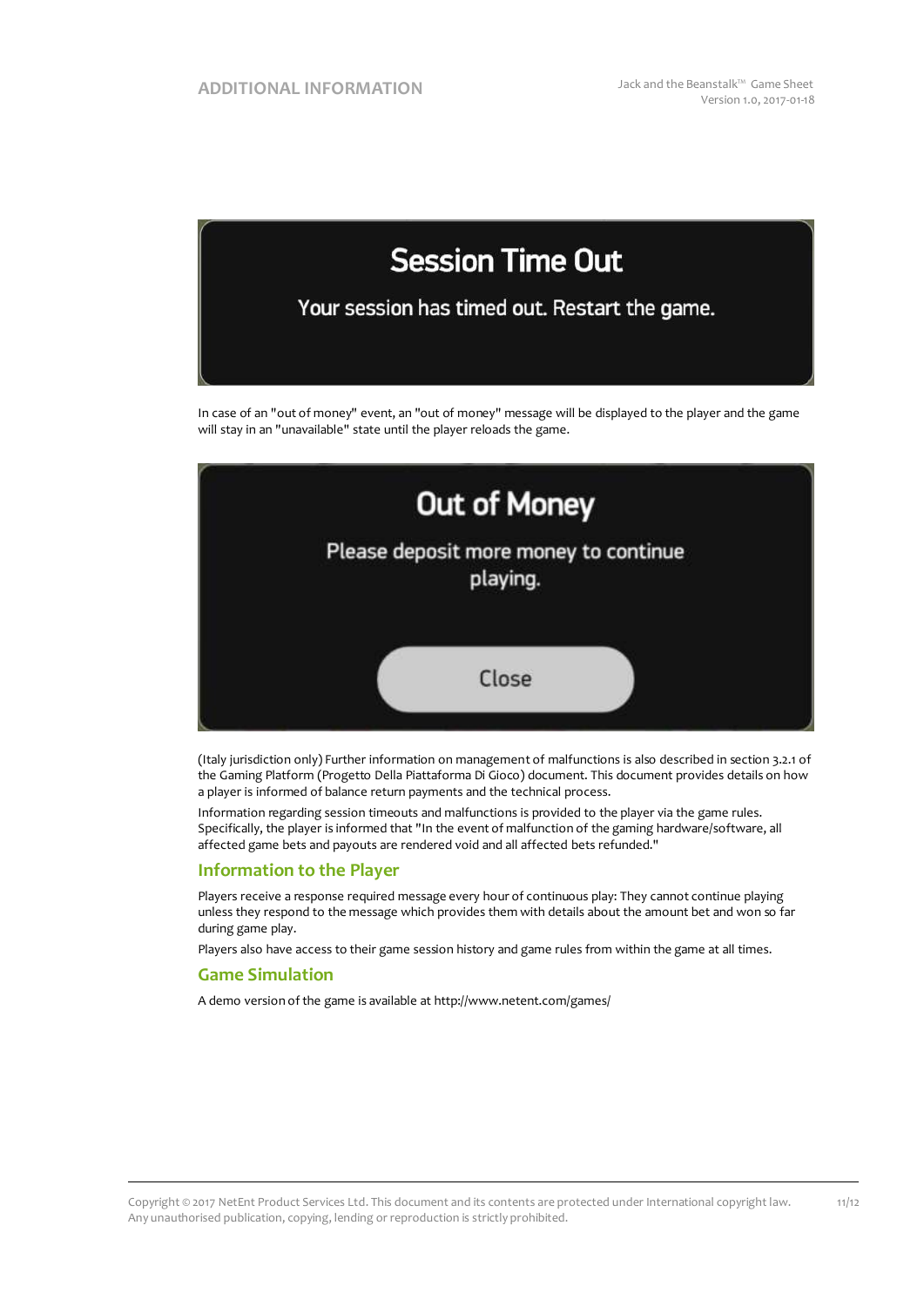Session Time Out

Your session has timed out. Restart the game.

In case of an "out of money" event, an "out of money" message will be displayed to the player and the game will stay in an "unavailable" state until the player reloads the game.

Out of Money

Please deposit more money to continue playing.

Close

(Italy jurisdiction only) Further information on management of malfunctions is also described in section 3.2.1 of the Gaming Platform (Progetto Della Piattaforma Di Gioco) document. This document provides details on how a player is informed of balance return payments and the technical process.

Information regarding session timeouts and malfunctions is provided to the player via the game rules. Specifically, the player is informed that "In the event of malfunction of the gaming hardware/software, all affected game bets and payouts are rendered void and all affected bets refunded."

## Information to the Player

Players receive a response required message every hour of continuous play: They cannot continue playing unless they respond to the message which provides them with details about the amount bet and won so far during game play.

Players also have access to their game session history and game rules from within the game at all times.

## Game Simulation

A demo version of the game is available at http://www.netent.com/games/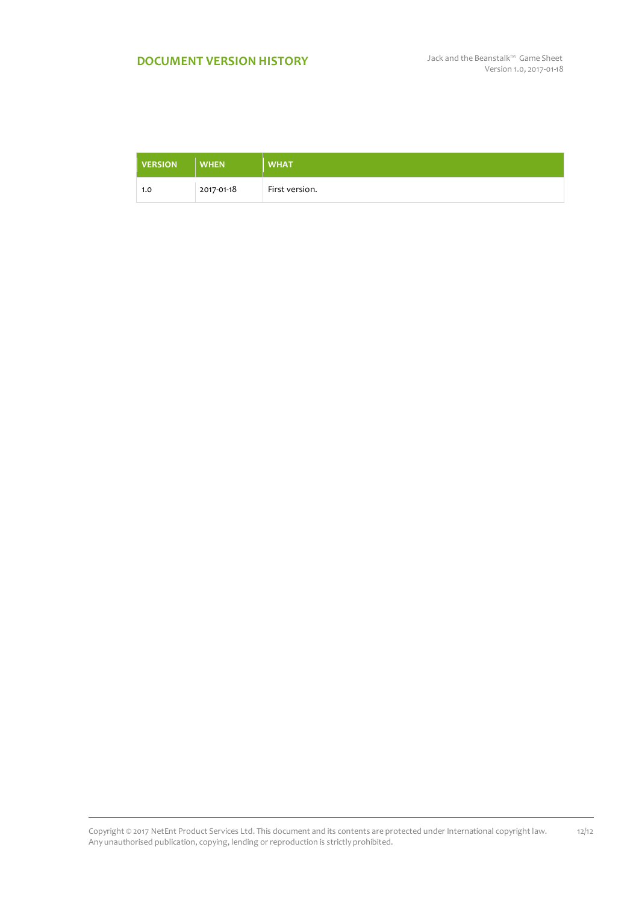## DOCUMENT VERSION HISTORY

| VERSION | WHEN | WHAT |
| --- | --- | --- |
| 1.0 | 2017-01-18 | First version. |